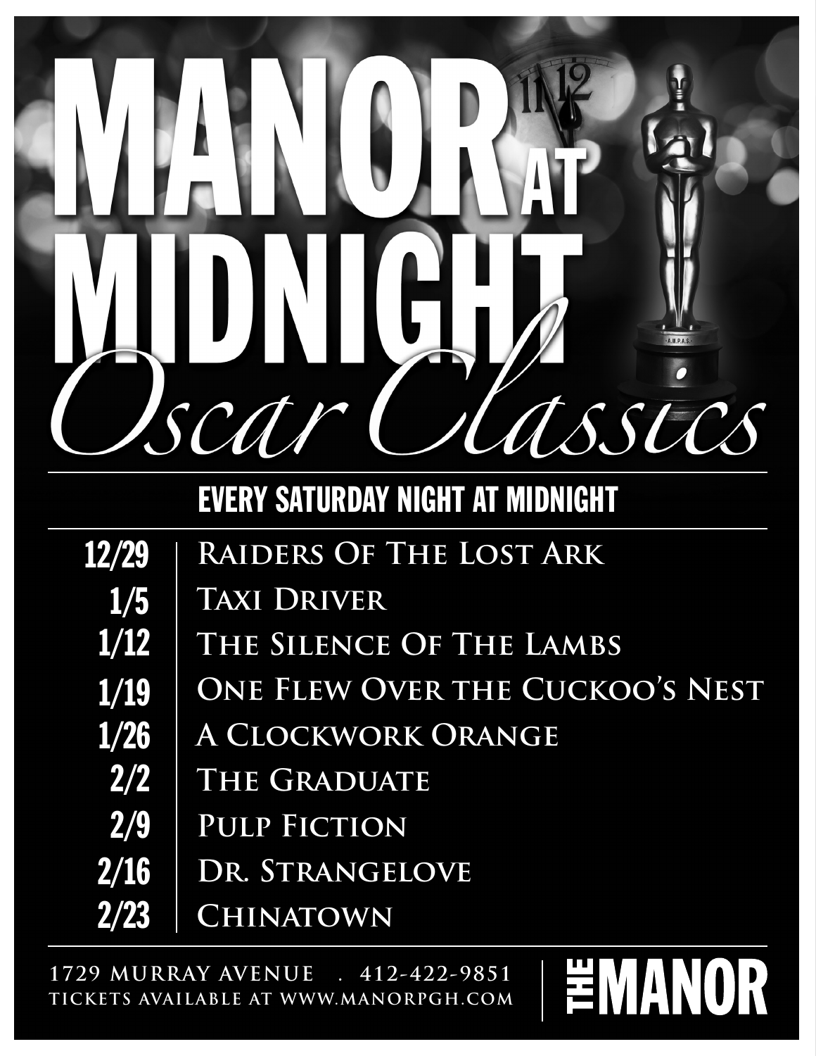# MANOR AT MIDNIGHT

## *Oscar Classics*

### EVERY SATURDAY NIGHT AT MIDNIGHT

| | |
|---|---|
| 12/29 | Raiders Of The Lost Ark |
| 1/5 | Taxi Driver |
| 1/12 | The Silence Of The Lambs |
| 1/19 | One Flew Over the Cuckoo's Nest |
| 1/26 | A Clockwork Orange |
| 2/2 | The Graduate |
| 2/9 | Pulp Fiction |
| 2/16 | Dr. Strangelove |
| 2/23 | Chinatown |

1729 MURRAY AVENUE . 412-422-9851
TICKETS AVAILABLE AT WWW.MANORPGH.COM

**THE MANOR**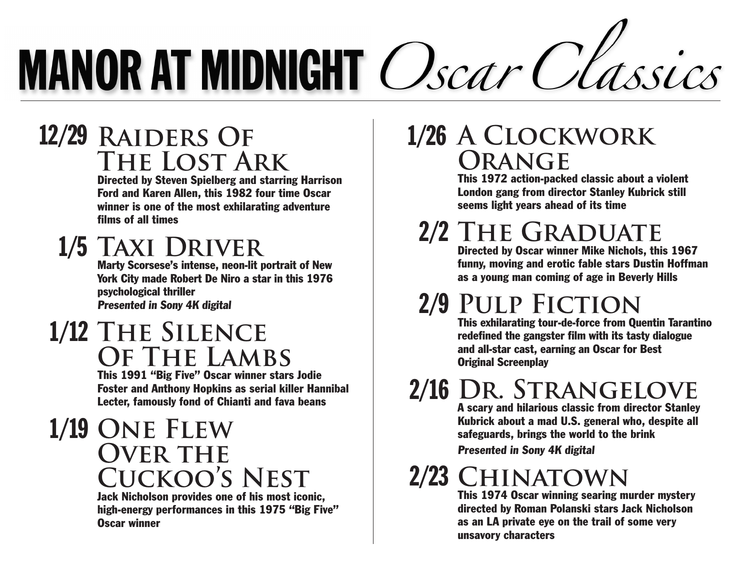# MANOR AT MIDNIGHT *Oscar Classics*

## 12/29 Raiders Of The Lost Ark

**Directed by Steven Spielberg and starring Harrison Ford and Karen Allen, this 1982 four time Oscar winner is one of the most exhilarating adventure films of all times**

## 1/5 Taxi Driver

**Marty Scorsese's intense, neon-lit portrait of New York City made Robert De Niro a star in this 1976 psychological thriller**

***Presented in Sony 4K digital***

## 1/12 The Silence Of The Lambs

**This 1991 "Big Five" Oscar winner stars Jodie Foster and Anthony Hopkins as serial killer Hannibal Lecter, famously fond of Chianti and fava beans**

## 1/19 One Flew Over the Cuckoo's Nest

**Jack Nicholson provides one of his most iconic, high-energy performances in this 1975 "Big Five" Oscar winner**

## 1/26 A Clockwork Orange

**This 1972 action-packed classic about a violent London gang from director Stanley Kubrick still seems light years ahead of its time**

## 2/2 The Graduate

**Directed by Oscar winner Mike Nichols, this 1967 funny, moving and erotic fable stars Dustin Hoffman as a young man coming of age in Beverly Hills**

## 2/9 Pulp Fiction

**This exhilarating tour-de-force from Quentin Tarantino redefined the gangster film with its tasty dialogue and all-star cast, earning an Oscar for Best Original Screenplay**

## 2/16 Dr. Strangelove

**A scary and hilarious classic from director Stanley Kubrick about a mad U.S. general who, despite all safeguards, brings the world to the brink**

***Presented in Sony 4K digital***

## 2/23 Chinatown

**This 1974 Oscar winning searing murder mystery directed by Roman Polanski stars Jack Nicholson as an LA private eye on the trail of some very unsavory characters**